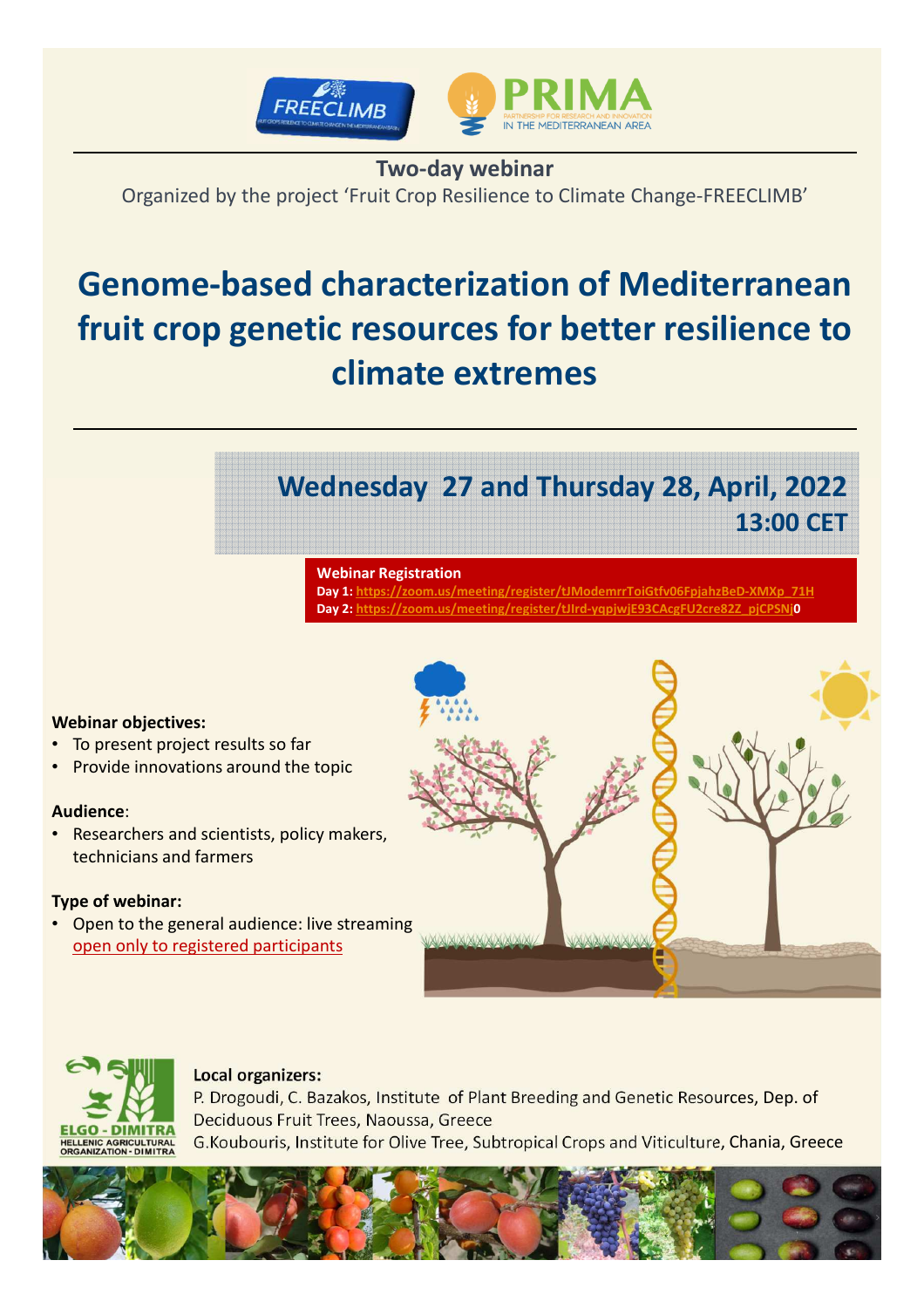**Two-day webinar**

Organized by the project 'Fruit Crop Resilience to Climate Change-FREECLIMB'

# Genome-based characterization of Mediterranean fruit crop genetic resources for better resilience to climate extremes

## Wednesday 27 and Thursday 28, April, 2022
## 13:00 CET

**Webinar Registration**

**Day 1:** https://zoom.us/meeting/register/tJModemrrToiGtfv06FpjahzBeD-XMXp_71H

**Day 2:** https://zoom.us/meeting/register/tJIrd-yqpjwjE93CAcgFU2cre82Z_pjCPSNj0

**Webinar objectives:**

- To present project results so far
- Provide innovations around the topic

**Audience**:

- Researchers and scientists, policy makers, technicians and farmers

**Type of webinar:**

- Open to the general audience: live streaming open only to registered participants

**Local organizers:**

P. Drogoudi, C. Bazakos, Institute of Plant Breeding and Genetic Resources, Dep. of Deciduous Fruit Trees, Naoussa, Greece

G.Koubouris, Institute for Olive Tree, Subtropical Crops and Viticulture, Chania, Greece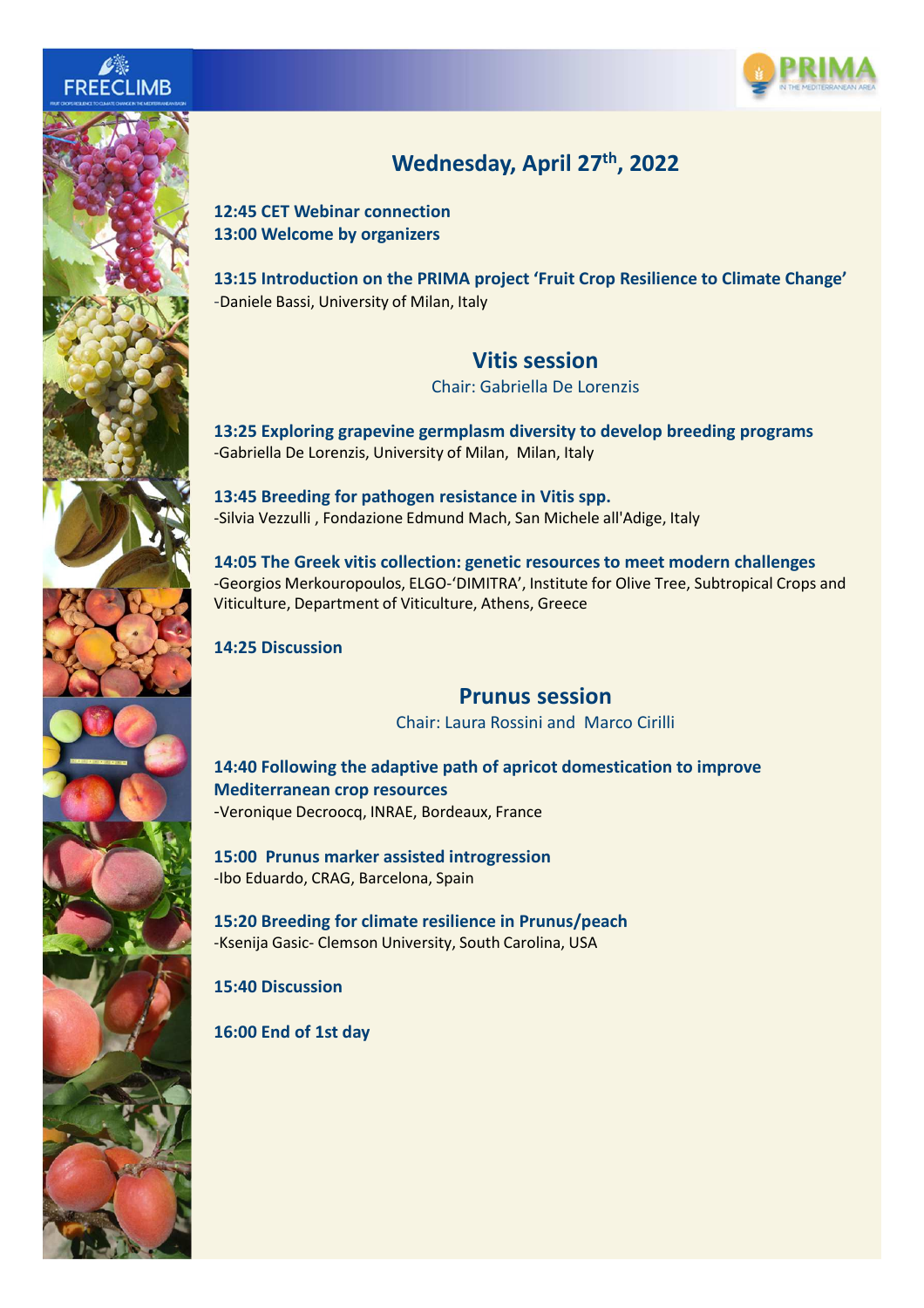## Wednesday, April 27th, 2022

**12:45 CET Webinar connection**
**13:00 Welcome by organizers**

**13:15 Introduction on the PRIMA project 'Fruit Crop Resilience to Climate Change'**
-Daniele Bassi, University of Milan, Italy

### Vitis session

Chair: Gabriella De Lorenzis

**13:25 Exploring grapevine germplasm diversity to develop breeding programs**
-Gabriella De Lorenzis, University of Milan, Milan, Italy

**13:45 Breeding for pathogen resistance in Vitis spp.**
-Silvia Vezzulli , Fondazione Edmund Mach, San Michele all'Adige, Italy

**14:05 The Greek vitis collection: genetic resources to meet modern challenges**
-Georgios Merkouropoulos, ELGO-'DIMITRA', Institute for Olive Tree, Subtropical Crops and Viticulture, Department of Viticulture, Athens, Greece

**14:25 Discussion**

### Prunus session

Chair: Laura Rossini and Marco Cirilli

**14:40 Following the adaptive path of apricot domestication to improve Mediterranean crop resources**
-Veronique Decroocq, INRAE, Bordeaux, France

**15:00 Prunus marker assisted introgression**
-Ibo Eduardo, CRAG, Barcelona, Spain

**15:20 Breeding for climate resilience in Prunus/peach**
-Ksenija Gasic- Clemson University, South Carolina, USA

**15:40 Discussion**

**16:00 End of 1st day**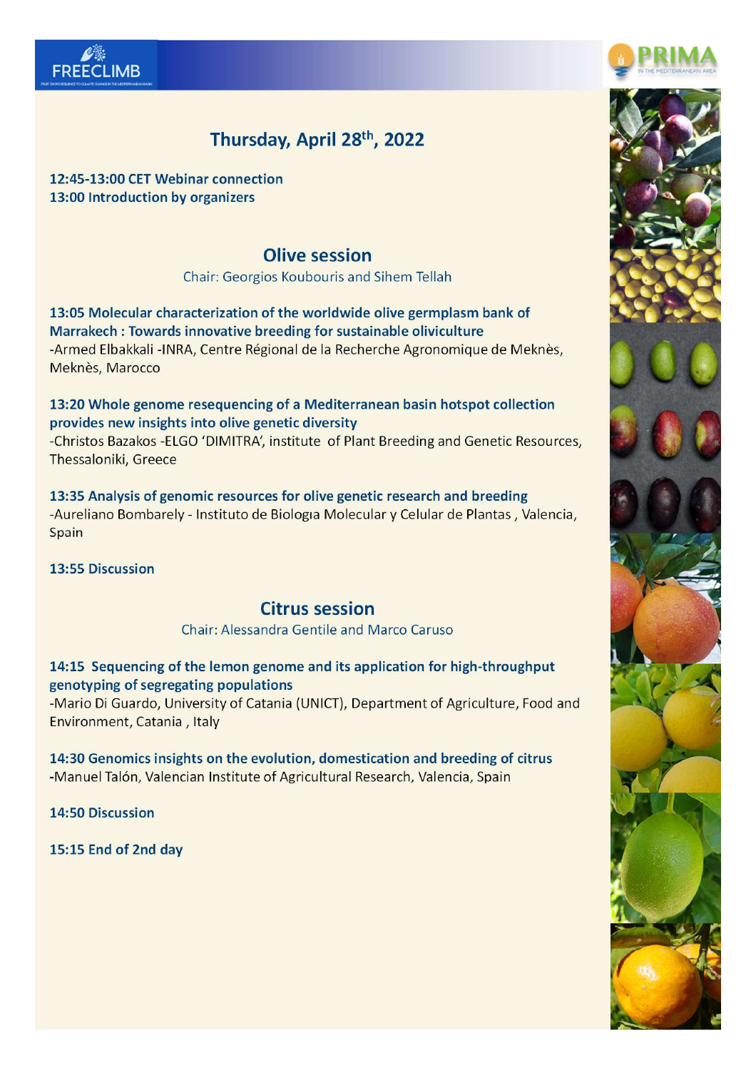## Thursday, April 28th, 2022

**12:45-13:00 CET Webinar connection**
**13:00 Introduction by organizers**

### Olive session

Chair: Georgios Koubouris and Sihem Tellah

**13:05 Molecular characterization of the worldwide olive germplasm bank of Marrakech : Towards innovative breeding for sustainable oliviculture**
-Armed Elbakkali -INRA, Centre Régional de la Recherche Agronomique de Meknès, Meknès, Marocco

**13:20 Whole genome resequencing of a Mediterranean basin hotspot collection provides new insights into olive genetic diversity**
-Christos Bazakos -ELGO 'DIMITRA', institute of Plant Breeding and Genetic Resources, Thessaloniki, Greece

**13:35 Analysis of genomic resources for olive genetic research and breeding**
-Aureliano Bombarely - Instituto de Biologıa Molecular y Celular de Plantas , Valencia, Spain

**13:55 Discussion**

### Citrus session

Chair: Alessandra Gentile and Marco Caruso

**14:15 Sequencing of the lemon genome and its application for high-throughput genotyping of segregating populations**
-Mario Di Guardo, University of Catania (UNICT), Department of Agriculture, Food and Environment, Catania , Italy

**14:30 Genomics insights on the evolution, domestication and breeding of citrus**
-Manuel Talón, Valencian Institute of Agricultural Research, Valencia, Spain

**14:50 Discussion**

**15:15 End of 2nd day**